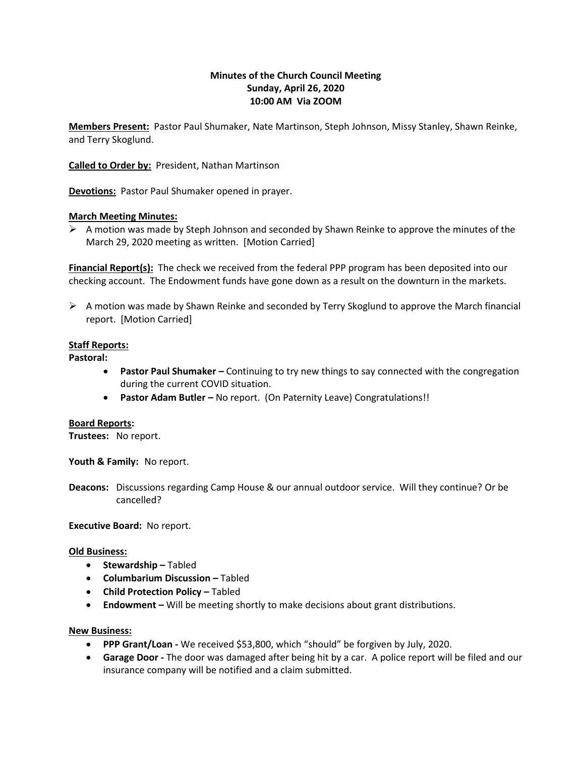# Minutes of the Church Council Meeting
## Sunday, April 26, 2020
## 10:00 AM Via ZOOM

**Members Present:** Pastor Paul Shumaker, Nate Martinson, Steph Johnson, Missy Stanley, Shawn Reinke, and Terry Skoglund.

**Called to Order by:** President, Nathan Martinson

**Devotions:** Pastor Paul Shumaker opened in prayer.

**March Meeting Minutes:**

- A motion was made by Steph Johnson and seconded by Shawn Reinke to approve the minutes of the March 29, 2020 meeting as written. [Motion Carried]

**Financial Report(s):** The check we received from the federal PPP program has been deposited into our checking account. The Endowment funds have gone down as a result on the downturn in the markets.

- A motion was made by Shawn Reinke and seconded by Terry Skoglund to approve the March financial report. [Motion Carried]

**Staff Reports:**

**Pastoral:**

- **Pastor Paul Shumaker –** Continuing to try new things to say connected with the congregation during the current COVID situation.
- **Pastor Adam Butler –** No report. (On Paternity Leave) Congratulations!!

**Board Reports:**

**Trustees:** No report.

**Youth & Family:** No report.

**Deacons:** Discussions regarding Camp House & our annual outdoor service. Will they continue? Or be cancelled?

**Executive Board:** No report.

**Old Business:**

- **Stewardship –** Tabled
- **Columbarium Discussion –** Tabled
- **Child Protection Policy –** Tabled
- **Endowment –** Will be meeting shortly to make decisions about grant distributions.

**New Business:**

- **PPP Grant/Loan -** We received $53,800, which "should" be forgiven by July, 2020.
- **Garage Door -** The door was damaged after being hit by a car. A police report will be filed and our insurance company will be notified and a claim submitted.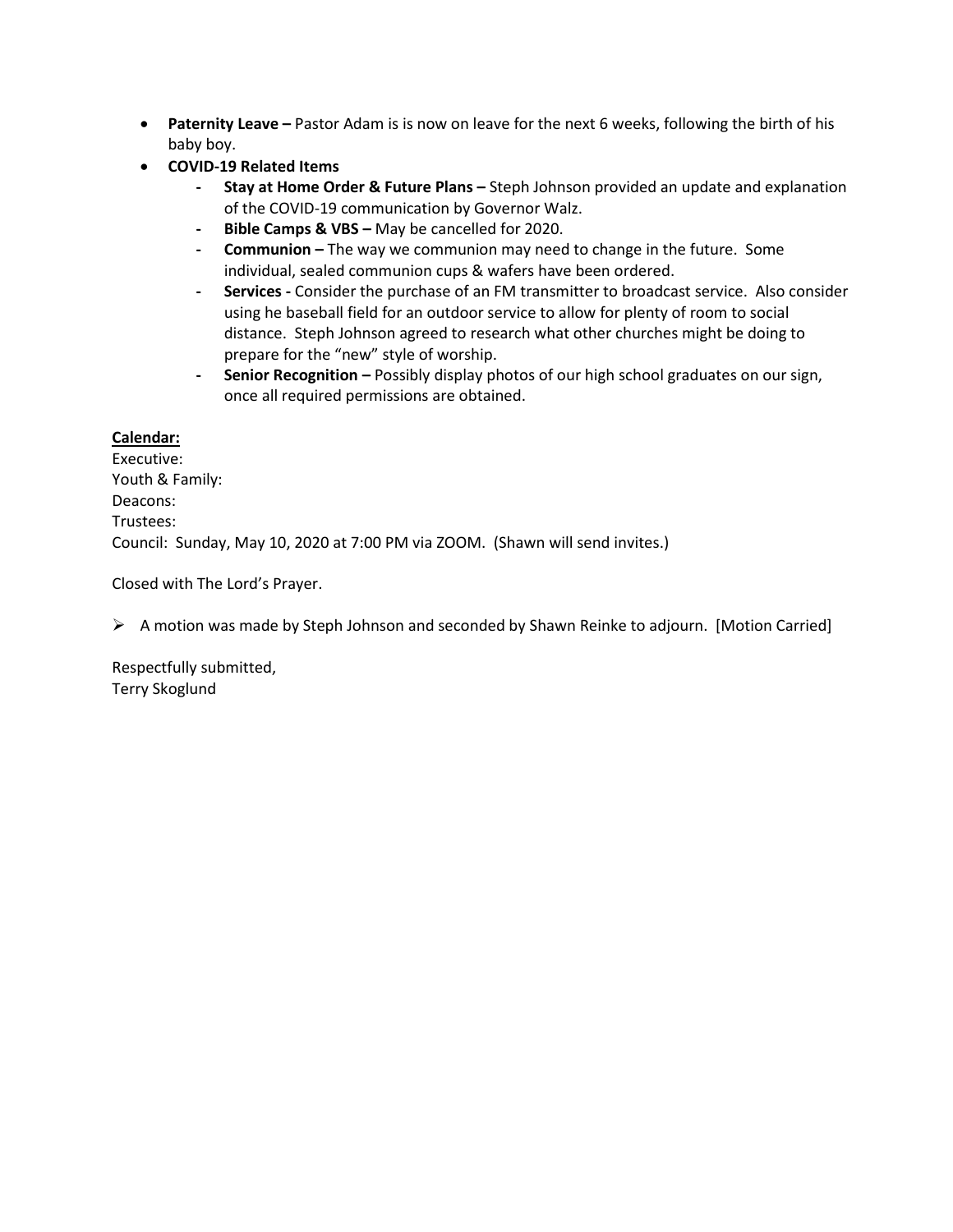- **Paternity Leave –** Pastor Adam is is now on leave for the next 6 weeks, following the birth of his baby boy.
- **COVID-19 Related Items**
  - **Stay at Home Order & Future Plans –** Steph Johnson provided an update and explanation of the COVID-19 communication by Governor Walz.
  - **Bible Camps & VBS –** May be cancelled for 2020.
  - **Communion –** The way we communion may need to change in the future. Some individual, sealed communion cups & wafers have been ordered.
  - **Services -** Consider the purchase of an FM transmitter to broadcast service. Also consider using he baseball field for an outdoor service to allow for plenty of room to social distance. Steph Johnson agreed to research what other churches might be doing to prepare for the "new" style of worship.
  - **Senior Recognition –** Possibly display photos of our high school graduates on our sign, once all required permissions are obtained.

**Calendar:**

Executive:
Youth & Family:
Deacons:
Trustees:
Council: Sunday, May 10, 2020 at 7:00 PM via ZOOM. (Shawn will send invites.)

Closed with The Lord's Prayer.

- A motion was made by Steph Johnson and seconded by Shawn Reinke to adjourn. [Motion Carried]

Respectfully submitted,
Terry Skoglund